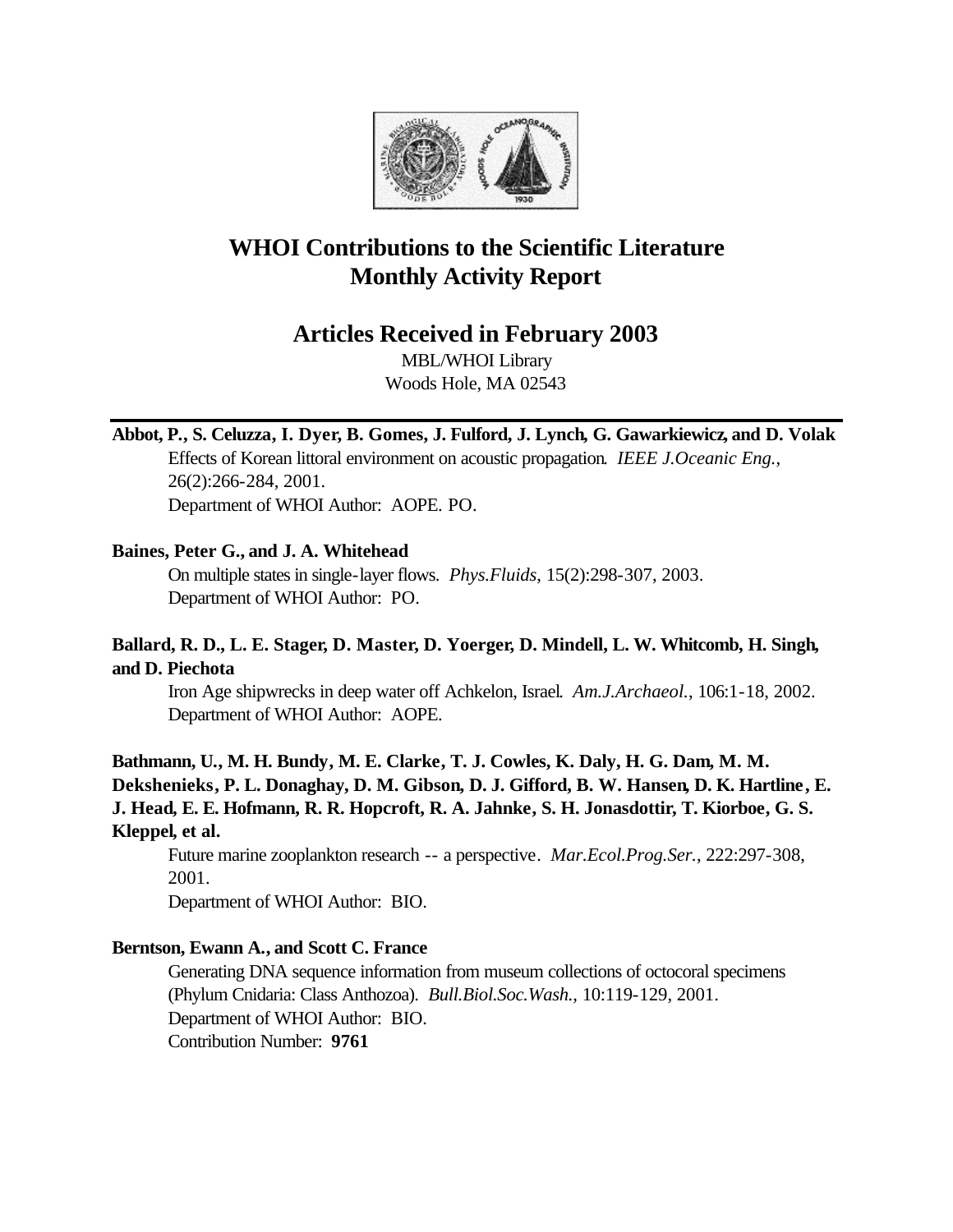# WHOI Contributions to the Scientific Literature
# Monthly Activity Report

## Articles Received in February 2003

MBL/WHOI Library
Woods Hole, MA 02543

---

**Abbot, P., S. Celuzza, I. Dyer, B. Gomes, J. Fulford, J. Lynch, G. Gawarkiewicz, and D. Volak**

Effects of Korean littoral environment on acoustic propagation. *IEEE J.Oceanic Eng.*, 26(2):266-284, 2001.
Department of WHOI Author: AOPE. PO.

**Baines, Peter G., and J. A. Whitehead**

On multiple states in single-layer flows. *Phys.Fluids*, 15(2):298-307, 2003.
Department of WHOI Author: PO.

**Ballard, R. D., L. E. Stager, D. Master, D. Yoerger, D. Mindell, L. W. Whitcomb, H. Singh, and D. Piechota**

Iron Age shipwrecks in deep water off Achkelon, Israel. *Am.J.Archaeol.*, 106:1-18, 2002.
Department of WHOI Author: AOPE.

**Bathmann, U., M. H. Bundy, M. E. Clarke, T. J. Cowles, K. Daly, H. G. Dam, M. M. Dekshenieks, P. L. Donaghay, D. M. Gibson, D. J. Gifford, B. W. Hansen, D. K. Hartline, E. J. Head, E. E. Hofmann, R. R. Hopcroft, R. A. Jahnke, S. H. Jonasdottir, T. Kiorboe, G. S. Kleppel, et al.**

Future marine zooplankton research -- a perspective. *Mar.Ecol.Prog.Ser.*, 222:297-308, 2001.
Department of WHOI Author: BIO.

**Berntson, Ewann A., and Scott C. France**

Generating DNA sequence information from museum collections of octocoral specimens (Phylum Cnidaria: Class Anthozoa). *Bull.Biol.Soc.Wash.*, 10:119-129, 2001.
Department of WHOI Author: BIO.
Contribution Number: **9761**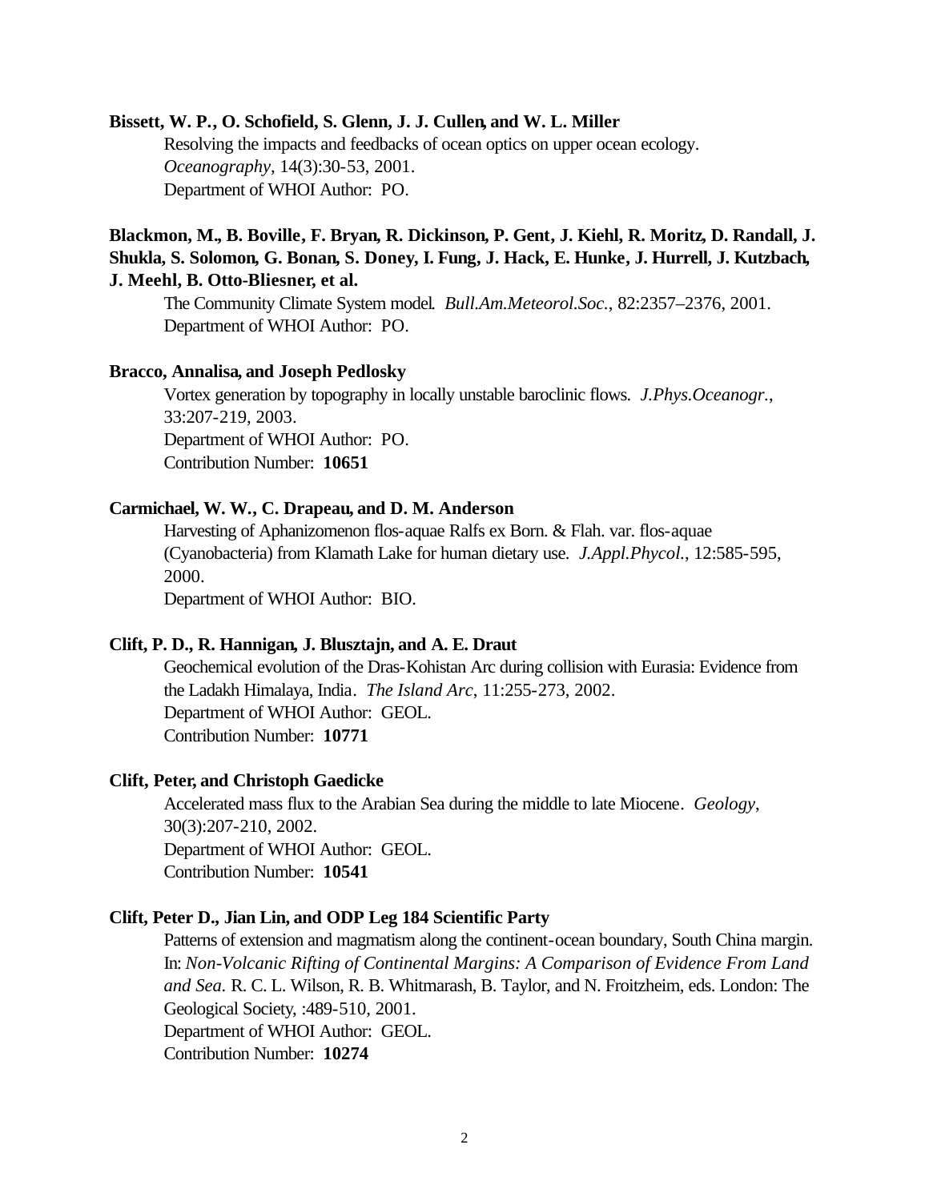**Bissett, W. P., O. Schofield, S. Glenn, J. J. Cullen, and W. L. Miller**

Resolving the impacts and feedbacks of ocean optics on upper ocean ecology. *Oceanography*, 14(3):30-53, 2001.
Department of WHOI Author: PO.

**Blackmon, M., B. Boville, F. Bryan, R. Dickinson, P. Gent, J. Kiehl, R. Moritz, D. Randall, J. Shukla, S. Solomon, G. Bonan, S. Doney, I. Fung, J. Hack, E. Hunke, J. Hurrell, J. Kutzbach, J. Meehl, B. Otto-Bliesner, et al.**

The Community Climate System model. *Bull.Am.Meteorol.Soc.*, 82:2357–2376, 2001.
Department of WHOI Author: PO.

**Bracco, Annalisa, and Joseph Pedlosky**

Vortex generation by topography in locally unstable baroclinic flows. *J.Phys.Oceanogr.*, 33:207-219, 2003.
Department of WHOI Author: PO.
Contribution Number: **10651**

**Carmichael, W. W., C. Drapeau, and D. M. Anderson**

Harvesting of Aphanizomenon flos-aquae Ralfs ex Born. & Flah. var. flos-aquae (Cyanobacteria) from Klamath Lake for human dietary use. *J.Appl.Phycol.*, 12:585-595, 2000.
Department of WHOI Author: BIO.

**Clift, P. D., R. Hannigan, J. Blusztajn, and A. E. Draut**

Geochemical evolution of the Dras-Kohistan Arc during collision with Eurasia: Evidence from the Ladakh Himalaya, India. *The Island Arc*, 11:255-273, 2002.
Department of WHOI Author: GEOL.
Contribution Number: **10771**

**Clift, Peter, and Christoph Gaedicke**

Accelerated mass flux to the Arabian Sea during the middle to late Miocene. *Geology*, 30(3):207-210, 2002.
Department of WHOI Author: GEOL.
Contribution Number: **10541**

**Clift, Peter D., Jian Lin, and ODP Leg 184 Scientific Party**

Patterns of extension and magmatism along the continent-ocean boundary, South China margin. In: *Non-Volcanic Rifting of Continental Margins: A Comparison of Evidence From Land and Sea.* R. C. L. Wilson, R. B. Whitmarash, B. Taylor, and N. Froitzheim, eds. London: The Geological Society, :489-510, 2001.
Department of WHOI Author: GEOL.
Contribution Number: **10274**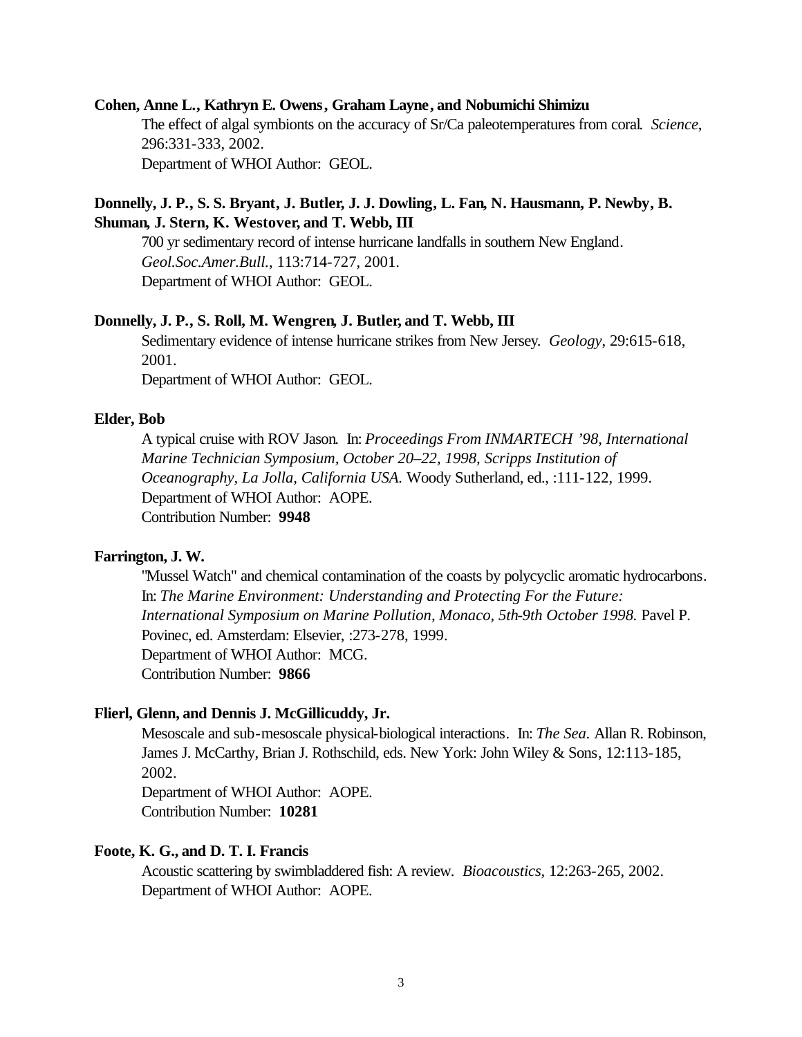**Cohen, Anne L., Kathryn E. Owens, Graham Layne, and Nobumichi Shimizu**

The effect of algal symbionts on the accuracy of Sr/Ca paleotemperatures from coral. *Science*, 296:331-333, 2002.
Department of WHOI Author: GEOL.

**Donnelly, J. P., S. S. Bryant, J. Butler, J. J. Dowling, L. Fan, N. Hausmann, P. Newby, B. Shuman, J. Stern, K. Westover, and T. Webb, III**

700 yr sedimentary record of intense hurricane landfalls in southern New England. *Geol.Soc.Amer.Bull.*, 113:714-727, 2001.
Department of WHOI Author: GEOL.

**Donnelly, J. P., S. Roll, M. Wengren, J. Butler, and T. Webb, III**

Sedimentary evidence of intense hurricane strikes from New Jersey. *Geology*, 29:615-618, 2001.
Department of WHOI Author: GEOL.

**Elder, Bob**

A typical cruise with ROV Jason. In: *Proceedings From INMARTECH '98, International Marine Technician Symposium, October 20–22, 1998, Scripps Institution of Oceanography, La Jolla, California USA.* Woody Sutherland, ed., :111-122, 1999.
Department of WHOI Author: AOPE.
Contribution Number: **9948**

**Farrington, J. W.**

"Mussel Watch" and chemical contamination of the coasts by polycyclic aromatic hydrocarbons. In: *The Marine Environment: Understanding and Protecting For the Future: International Symposium on Marine Pollution, Monaco, 5th-9th October 1998.* Pavel P. Povinec, ed. Amsterdam: Elsevier, :273-278, 1999.
Department of WHOI Author: MCG.
Contribution Number: **9866**

**Flierl, Glenn, and Dennis J. McGillicuddy, Jr.**

Mesoscale and sub-mesoscale physical-biological interactions. In: *The Sea.* Allan R. Robinson, James J. McCarthy, Brian J. Rothschild, eds. New York: John Wiley & Sons, 12:113-185, 2002.
Department of WHOI Author: AOPE.
Contribution Number: **10281**

**Foote, K. G., and D. T. I. Francis**

Acoustic scattering by swimbladdered fish: A review. *Bioacoustics*, 12:263-265, 2002.
Department of WHOI Author: AOPE.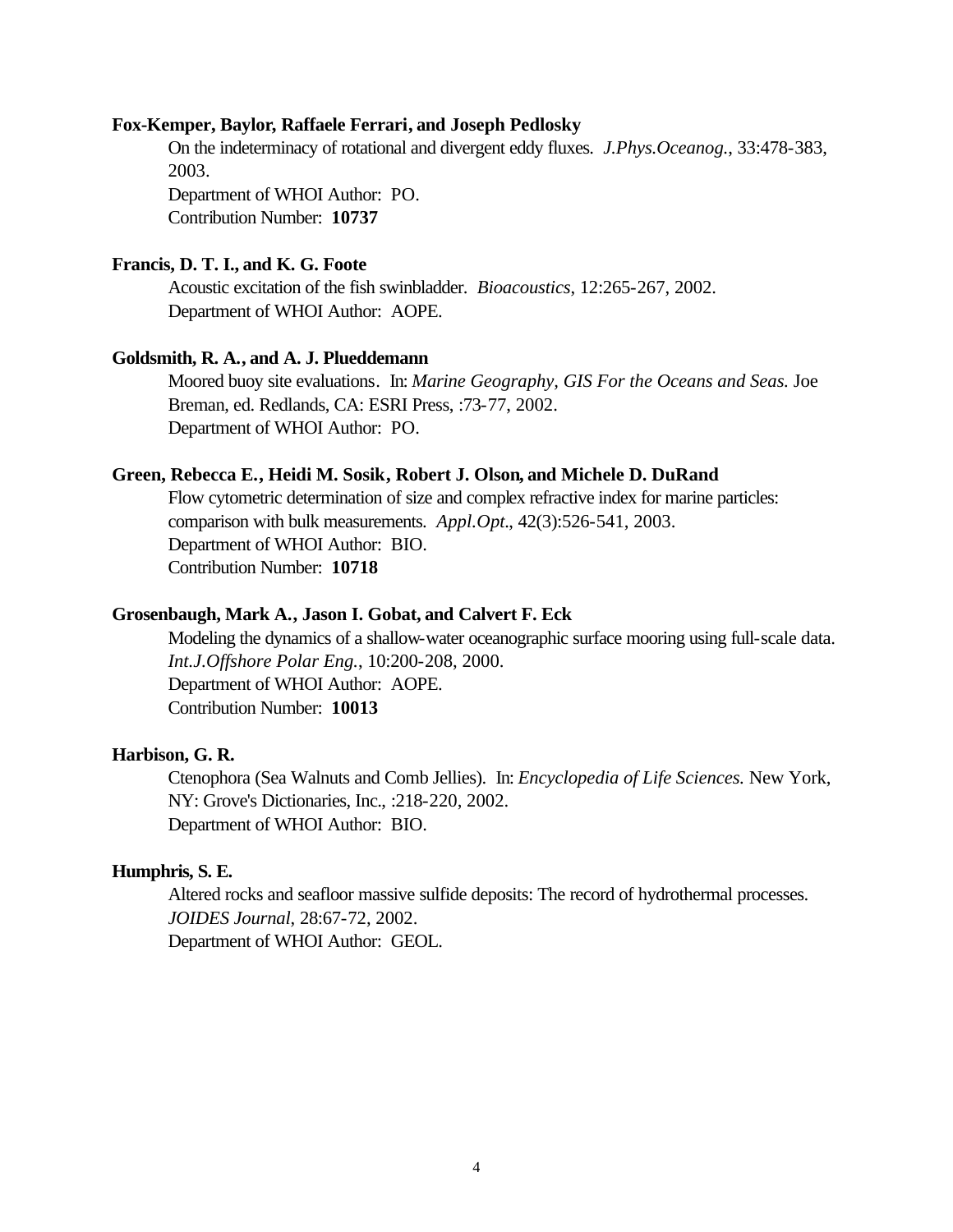**Fox-Kemper, Baylor, Raffaele Ferrari, and Joseph Pedlosky**

On the indeterminacy of rotational and divergent eddy fluxes. *J.Phys.Oceanog.*, 33:478-383, 2003.
Department of WHOI Author: PO.
Contribution Number: **10737**

**Francis, D. T. I., and K. G. Foote**

Acoustic excitation of the fish swinbladder. *Bioacoustics*, 12:265-267, 2002.
Department of WHOI Author: AOPE.

**Goldsmith, R. A., and A. J. Plueddemann**

Moored buoy site evaluations. In: *Marine Geography, GIS For the Oceans and Seas.* Joe Breman, ed. Redlands, CA: ESRI Press, :73-77, 2002.
Department of WHOI Author: PO.

**Green, Rebecca E., Heidi M. Sosik, Robert J. Olson, and Michele D. DuRand**

Flow cytometric determination of size and complex refractive index for marine particles: comparison with bulk measurements. *Appl.Opt.*, 42(3):526-541, 2003.
Department of WHOI Author: BIO.
Contribution Number: **10718**

**Grosenbaugh, Mark A., Jason I. Gobat, and Calvert F. Eck**

Modeling the dynamics of a shallow-water oceanographic surface mooring using full-scale data. *Int.J.Offshore Polar Eng.*, 10:200-208, 2000.
Department of WHOI Author: AOPE.
Contribution Number: **10013**

**Harbison, G. R.**

Ctenophora (Sea Walnuts and Comb Jellies). In: *Encyclopedia of Life Sciences.* New York, NY: Grove's Dictionaries, Inc., :218-220, 2002.
Department of WHOI Author: BIO.

**Humphris, S. E.**

Altered rocks and seafloor massive sulfide deposits: The record of hydrothermal processes. *JOIDES Journal*, 28:67-72, 2002.
Department of WHOI Author: GEOL.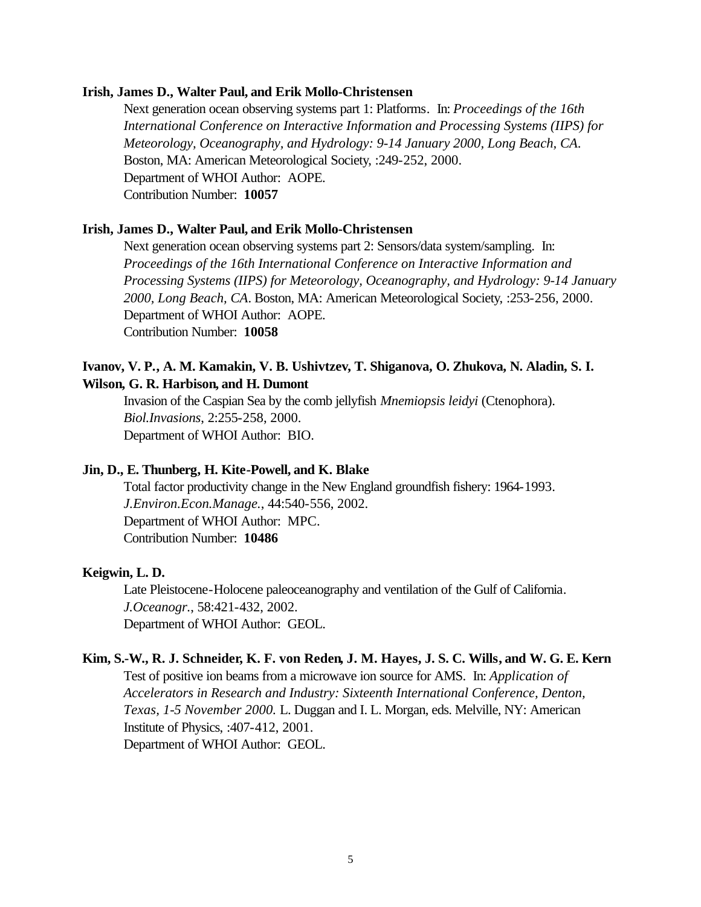**Irish, James D., Walter Paul, and Erik Mollo-Christensen**

Next generation ocean observing systems part 1: Platforms. In: *Proceedings of the 16th International Conference on Interactive Information and Processing Systems (IIPS) for Meteorology, Oceanography, and Hydrology: 9-14 January 2000, Long Beach, CA*. Boston, MA: American Meteorological Society, :249-252, 2000.
Department of WHOI Author: AOPE.
Contribution Number: **10057**

**Irish, James D., Walter Paul, and Erik Mollo-Christensen**

Next generation ocean observing systems part 2: Sensors/data system/sampling. In: *Proceedings of the 16th International Conference on Interactive Information and Processing Systems (IIPS) for Meteorology, Oceanography, and Hydrology: 9-14 January 2000, Long Beach, CA*. Boston, MA: American Meteorological Society, :253-256, 2000.
Department of WHOI Author: AOPE.
Contribution Number: **10058**

**Ivanov, V. P., A. M. Kamakin, V. B. Ushivtzev, T. Shiganova, O. Zhukova, N. Aladin, S. I. Wilson, G. R. Harbison, and H. Dumont**

Invasion of the Caspian Sea by the comb jellyfish *Mnemiopsis leidyi* (Ctenophora). *Biol.Invasions*, 2:255-258, 2000.
Department of WHOI Author: BIO.

**Jin, D., E. Thunberg, H. Kite-Powell, and K. Blake**

Total factor productivity change in the New England groundfish fishery: 1964-1993. *J.Environ.Econ.Manage.*, 44:540-556, 2002.
Department of WHOI Author: MPC.
Contribution Number: **10486**

**Keigwin, L. D.**

Late Pleistocene-Holocene paleoceanography and ventilation of the Gulf of California. *J.Oceanogr.*, 58:421-432, 2002.
Department of WHOI Author: GEOL.

**Kim, S.-W., R. J. Schneider, K. F. von Reden, J. M. Hayes, J. S. C. Wills, and W. G. E. Kern**

Test of positive ion beams from a microwave ion source for AMS. In: *Application of Accelerators in Research and Industry: Sixteenth International Conference, Denton, Texas, 1-5 November 2000.* L. Duggan and I. L. Morgan, eds. Melville, NY: American Institute of Physics, :407-412, 2001.
Department of WHOI Author: GEOL.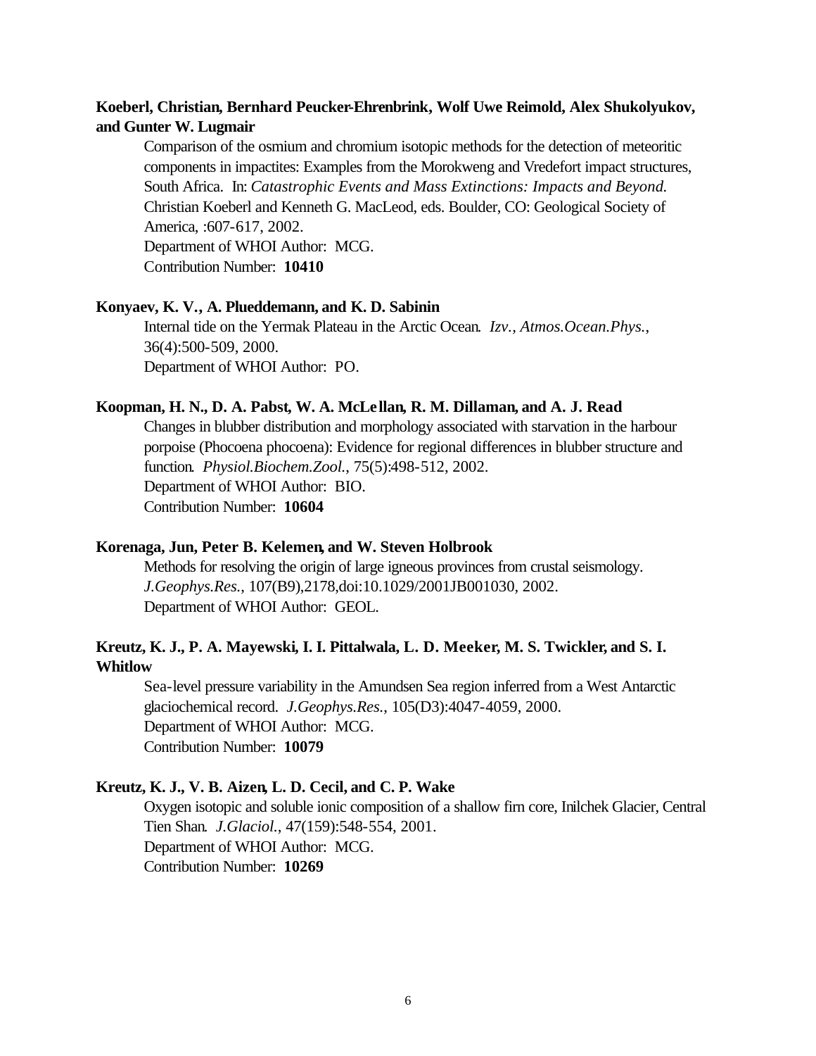**Koeberl, Christian, Bernhard Peucker-Ehrenbrink, Wolf Uwe Reimold, Alex Shukolyukov, and Gunter W. Lugmair**

Comparison of the osmium and chromium isotopic methods for the detection of meteoritic components in impactites: Examples from the Morokweng and Vredefort impact structures, South Africa. In: *Catastrophic Events and Mass Extinctions: Impacts and Beyond.* Christian Koeberl and Kenneth G. MacLeod, eds. Boulder, CO: Geological Society of America, :607-617, 2002.
Department of WHOI Author: MCG.
Contribution Number: **10410**

**Konyaev, K. V., A. Plueddemann, and K. D. Sabinin**

Internal tide on the Yermak Plateau in the Arctic Ocean. *Izv., Atmos.Ocean.Phys.*, 36(4):500-509, 2000.
Department of WHOI Author: PO.

**Koopman, H. N., D. A. Pabst, W. A. McLellan, R. M. Dillaman, and A. J. Read**

Changes in blubber distribution and morphology associated with starvation in the harbour porpoise (Phocoena phocoena): Evidence for regional differences in blubber structure and function. *Physiol.Biochem.Zool.*, 75(5):498-512, 2002.
Department of WHOI Author: BIO.
Contribution Number: **10604**

**Korenaga, Jun, Peter B. Kelemen, and W. Steven Holbrook**

Methods for resolving the origin of large igneous provinces from crustal seismology. *J.Geophys.Res.*, 107(B9),2178,doi:10.1029/2001JB001030, 2002.
Department of WHOI Author: GEOL.

**Kreutz, K. J., P. A. Mayewski, I. I. Pittalwala, L. D. Meeker, M. S. Twickler, and S. I. Whitlow**

Sea-level pressure variability in the Amundsen Sea region inferred from a West Antarctic glaciochemical record. *J.Geophys.Res.*, 105(D3):4047-4059, 2000.
Department of WHOI Author: MCG.
Contribution Number: **10079**

**Kreutz, K. J., V. B. Aizen, L. D. Cecil, and C. P. Wake**

Oxygen isotopic and soluble ionic composition of a shallow firn core, Inilchek Glacier, Central Tien Shan. *J.Glaciol.*, 47(159):548-554, 2001.
Department of WHOI Author: MCG.
Contribution Number: **10269**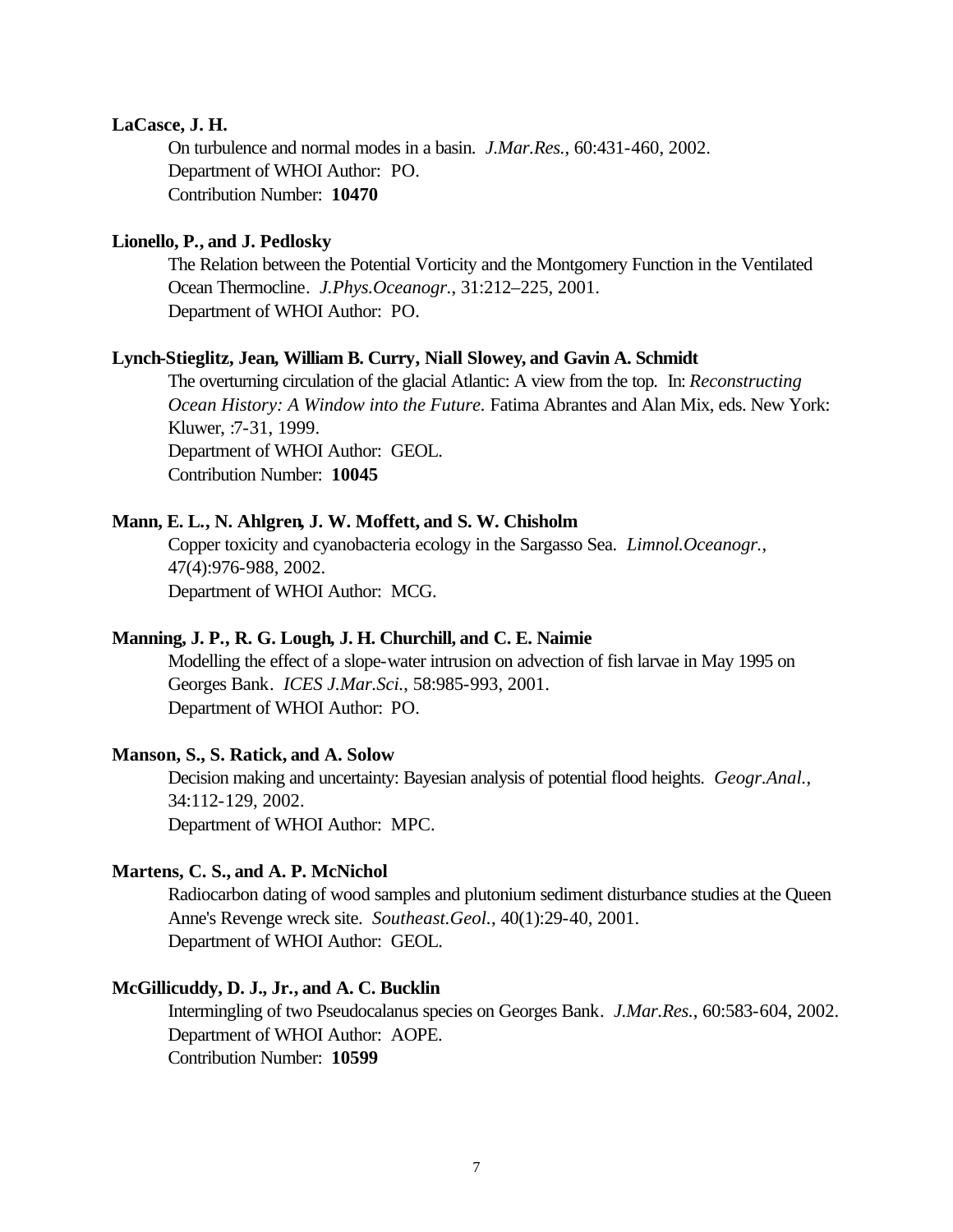**LaCasce, J. H.**

On turbulence and normal modes in a basin. *J.Mar.Res.*, 60:431-460, 2002.
Department of WHOI Author: PO.
Contribution Number: **10470**

**Lionello, P., and J. Pedlosky**

The Relation between the Potential Vorticity and the Montgomery Function in the Ventilated Ocean Thermocline. *J.Phys.Oceanogr.*, 31:212–225, 2001.
Department of WHOI Author: PO.

**Lynch-Stieglitz, Jean, William B. Curry, Niall Slowey, and Gavin A. Schmidt**

The overturning circulation of the glacial Atlantic: A view from the top. In: *Reconstructing Ocean History: A Window into the Future.* Fatima Abrantes and Alan Mix, eds. New York: Kluwer, :7-31, 1999.
Department of WHOI Author: GEOL.
Contribution Number: **10045**

**Mann, E. L., N. Ahlgren, J. W. Moffett, and S. W. Chisholm**

Copper toxicity and cyanobacteria ecology in the Sargasso Sea. *Limnol.Oceanogr.*, 47(4):976-988, 2002.
Department of WHOI Author: MCG.

**Manning, J. P., R. G. Lough, J. H. Churchill, and C. E. Naimie**

Modelling the effect of a slope-water intrusion on advection of fish larvae in May 1995 on Georges Bank. *ICES J.Mar.Sci.*, 58:985-993, 2001.
Department of WHOI Author: PO.

**Manson, S., S. Ratick, and A. Solow**

Decision making and uncertainty: Bayesian analysis of potential flood heights. *Geogr.Anal.*, 34:112-129, 2002.
Department of WHOI Author: MPC.

**Martens, C. S., and A. P. McNichol**

Radiocarbon dating of wood samples and plutonium sediment disturbance studies at the Queen Anne's Revenge wreck site. *Southeast.Geol.*, 40(1):29-40, 2001.
Department of WHOI Author: GEOL.

**McGillicuddy, D. J., Jr., and A. C. Bucklin**

Intermingling of two Pseudocalanus species on Georges Bank. *J.Mar.Res.*, 60:583-604, 2002.
Department of WHOI Author: AOPE.
Contribution Number: **10599**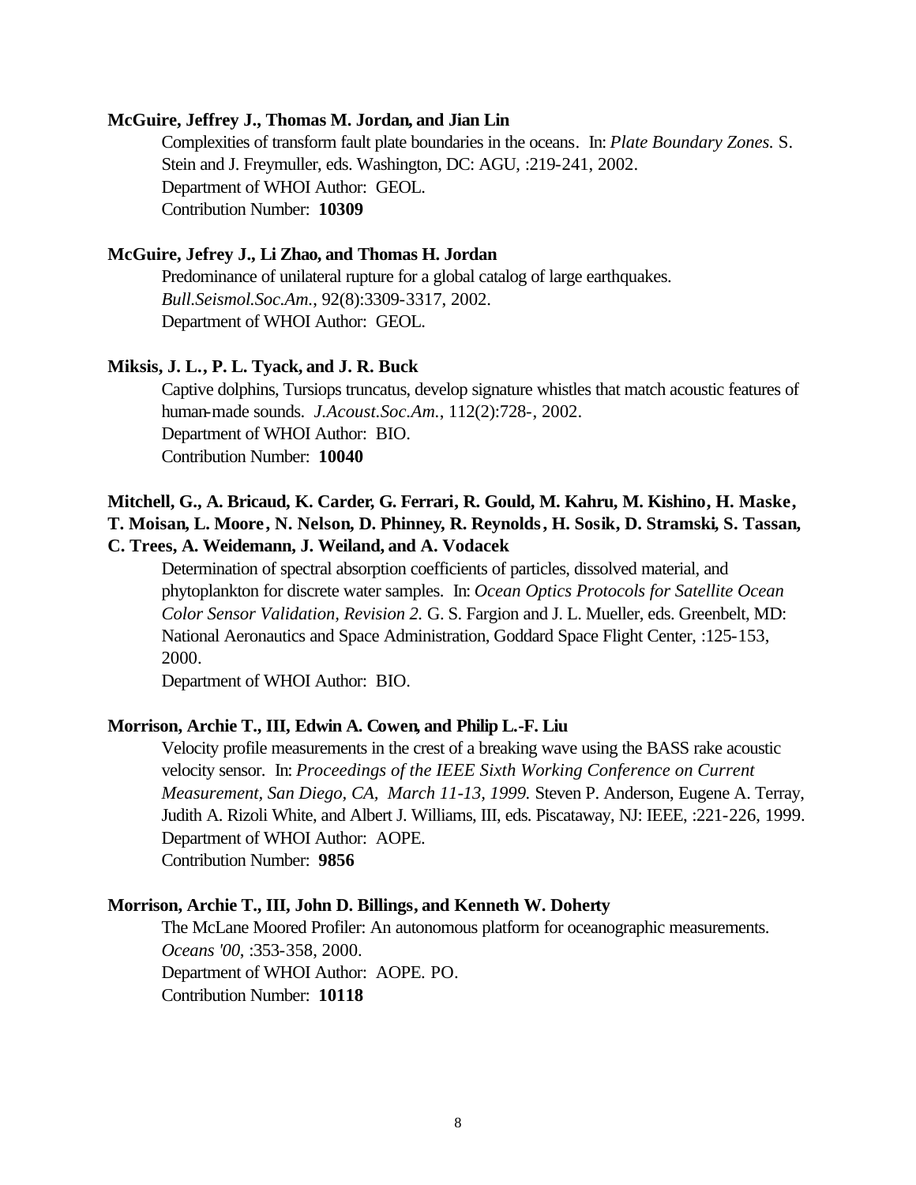**McGuire, Jeffrey J., Thomas M. Jordan, and Jian Lin**

Complexities of transform fault plate boundaries in the oceans. In: *Plate Boundary Zones.* S. Stein and J. Freymuller, eds. Washington, DC: AGU, :219-241, 2002.
Department of WHOI Author: GEOL.
Contribution Number: **10309**

**McGuire, Jefrey J., Li Zhao, and Thomas H. Jordan**

Predominance of unilateral rupture for a global catalog of large earthquakes. *Bull.Seismol.Soc.Am.*, 92(8):3309-3317, 2002.
Department of WHOI Author: GEOL.

**Miksis, J. L., P. L. Tyack, and J. R. Buck**

Captive dolphins, Tursiops truncatus, develop signature whistles that match acoustic features of human-made sounds. *J.Acoust.Soc.Am.*, 112(2):728-, 2002.
Department of WHOI Author: BIO.
Contribution Number: **10040**

**Mitchell, G., A. Bricaud, K. Carder, G. Ferrari, R. Gould, M. Kahru, M. Kishino, H. Maske, T. Moisan, L. Moore, N. Nelson, D. Phinney, R. Reynolds, H. Sosik, D. Stramski, S. Tassan, C. Trees, A. Weidemann, J. Weiland, and A. Vodacek**

Determination of spectral absorption coefficients of particles, dissolved material, and phytoplankton for discrete water samples. In: *Ocean Optics Protocols for Satellite Ocean Color Sensor Validation, Revision 2.* G. S. Fargion and J. L. Mueller, eds. Greenbelt, MD: National Aeronautics and Space Administration, Goddard Space Flight Center, :125-153, 2000.
Department of WHOI Author: BIO.

**Morrison, Archie T., III, Edwin A. Cowen, and Philip L.-F. Liu**

Velocity profile measurements in the crest of a breaking wave using the BASS rake acoustic velocity sensor. In: *Proceedings of the IEEE Sixth Working Conference on Current Measurement, San Diego, CA, March 11-13, 1999.* Steven P. Anderson, Eugene A. Terray, Judith A. Rizoli White, and Albert J. Williams, III, eds. Piscataway, NJ: IEEE, :221-226, 1999.
Department of WHOI Author: AOPE.
Contribution Number: **9856**

**Morrison, Archie T., III, John D. Billings, and Kenneth W. Doherty**

The McLane Moored Profiler: An autonomous platform for oceanographic measurements. *Oceans '00*, :353-358, 2000.
Department of WHOI Author: AOPE. PO.
Contribution Number: **10118**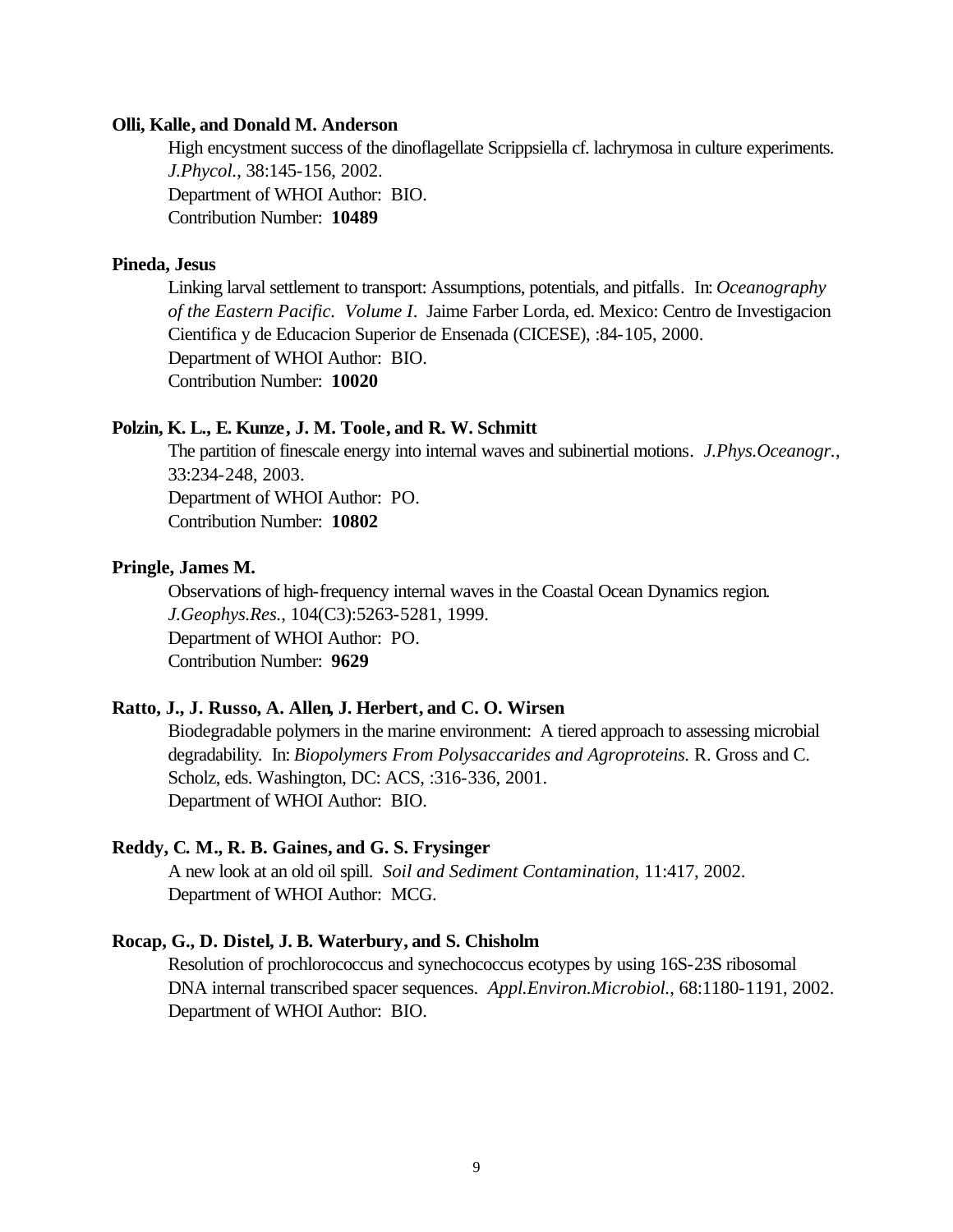**Olli, Kalle, and Donald M. Anderson**

High encystment success of the dinoflagellate Scrippsiella cf. lachrymosa in culture experiments. *J.Phycol.*, 38:145-156, 2002.
Department of WHOI Author: BIO.
Contribution Number: **10489**

**Pineda, Jesus**

Linking larval settlement to transport: Assumptions, potentials, and pitfalls. In: *Oceanography of the Eastern Pacific. Volume I.* Jaime Farber Lorda, ed. Mexico: Centro de Investigacion Cientifica y de Educacion Superior de Ensenada (CICESE), :84-105, 2000.
Department of WHOI Author: BIO.
Contribution Number: **10020**

**Polzin, K. L., E. Kunze, J. M. Toole, and R. W. Schmitt**

The partition of finescale energy into internal waves and subinertial motions. *J.Phys.Oceanogr.*, 33:234-248, 2003.
Department of WHOI Author: PO.
Contribution Number: **10802**

**Pringle, James M.**

Observations of high-frequency internal waves in the Coastal Ocean Dynamics region. *J.Geophys.Res.*, 104(C3):5263-5281, 1999.
Department of WHOI Author: PO.
Contribution Number: **9629**

**Ratto, J., J. Russo, A. Allen, J. Herbert, and C. O. Wirsen**

Biodegradable polymers in the marine environment: A tiered approach to assessing microbial degradability. In: *Biopolymers From Polysaccarides and Agroproteins.* R. Gross and C. Scholz, eds. Washington, DC: ACS, :316-336, 2001.
Department of WHOI Author: BIO.

**Reddy, C. M., R. B. Gaines, and G. S. Frysinger**

A new look at an old oil spill. *Soil and Sediment Contamination*, 11:417, 2002.
Department of WHOI Author: MCG.

**Rocap, G., D. Distel, J. B. Waterbury, and S. Chisholm**

Resolution of prochlorococcus and synechococcus ecotypes by using 16S-23S ribosomal DNA internal transcribed spacer sequences. *Appl.Environ.Microbiol.*, 68:1180-1191, 2002.
Department of WHOI Author: BIO.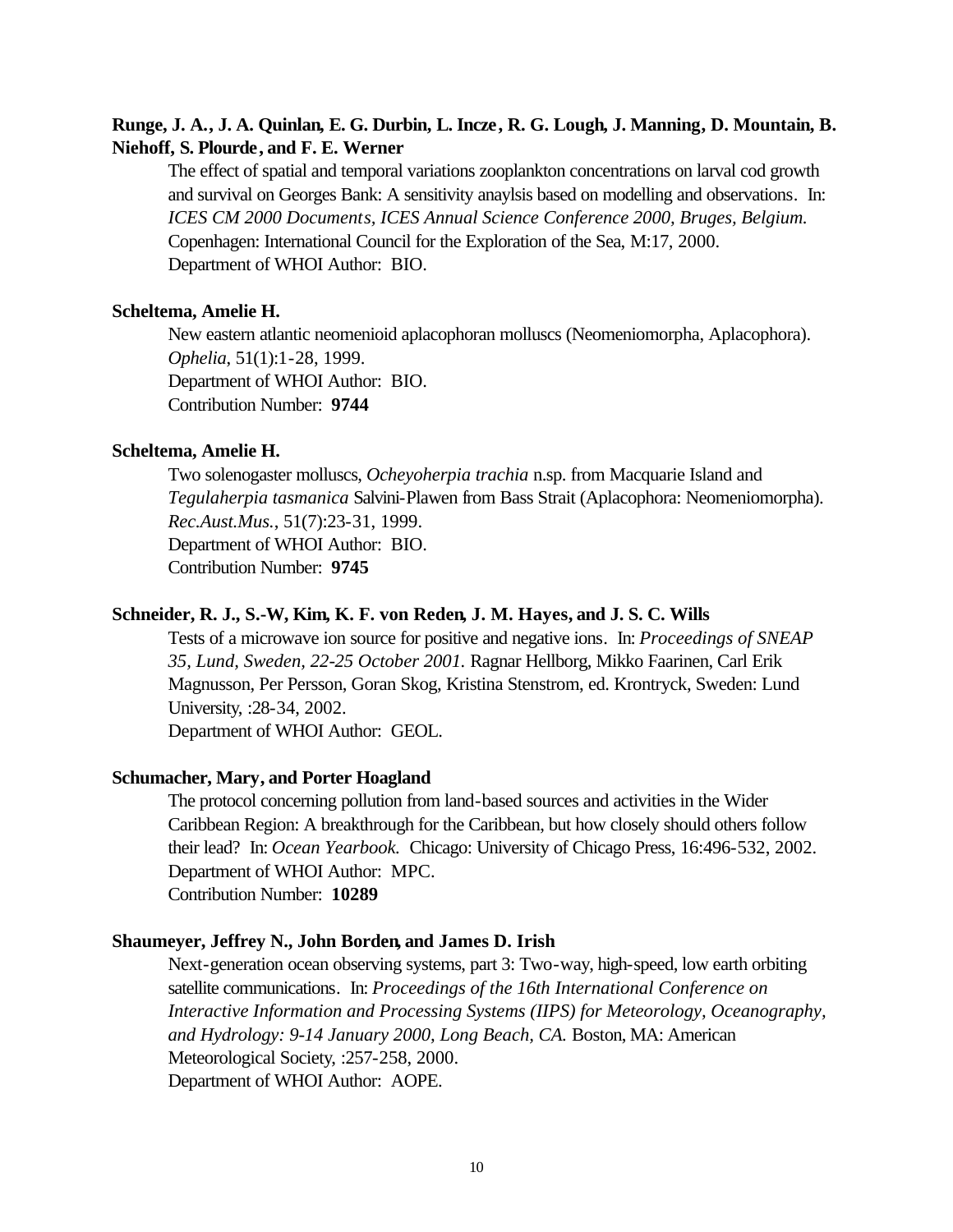**Runge, J. A., J. A. Quinlan, E. G. Durbin, L. Incze, R. G. Lough, J. Manning, D. Mountain, B. Niehoff, S. Plourde, and F. E. Werner**

The effect of spatial and temporal variations zooplankton concentrations on larval cod growth and survival on Georges Bank: A sensitivity anaylsis based on modelling and observations. In: *ICES CM 2000 Documents, ICES Annual Science Conference 2000, Bruges, Belgium.* Copenhagen: International Council for the Exploration of the Sea, M:17, 2000.
Department of WHOI Author: BIO.

**Scheltema, Amelie H.**

New eastern atlantic neomenioid aplacophoran molluscs (Neomeniomorpha, Aplacophora). *Ophelia*, 51(1):1-28, 1999.
Department of WHOI Author: BIO.
Contribution Number: **9744**

**Scheltema, Amelie H.**

Two solenogaster molluscs, *Ocheyoherpia trachia* n.sp. from Macquarie Island and *Tegulaherpia tasmanica* Salvini-Plawen from Bass Strait (Aplacophora: Neomeniomorpha). *Rec.Aust.Mus.*, 51(7):23-31, 1999.
Department of WHOI Author: BIO.
Contribution Number: **9745**

**Schneider, R. J., S.-W, Kim, K. F. von Reden, J. M. Hayes, and J. S. C. Wills**

Tests of a microwave ion source for positive and negative ions. In: *Proceedings of SNEAP 35, Lund, Sweden, 22-25 October 2001.* Ragnar Hellborg, Mikko Faarinen, Carl Erik Magnusson, Per Persson, Goran Skog, Kristina Stenstrom, ed. Krontryck, Sweden: Lund University, :28-34, 2002.
Department of WHOI Author: GEOL.

**Schumacher, Mary, and Porter Hoagland**

The protocol concerning pollution from land-based sources and activities in the Wider Caribbean Region: A breakthrough for the Caribbean, but how closely should others follow their lead? In: *Ocean Yearbook.* Chicago: University of Chicago Press, 16:496-532, 2002.
Department of WHOI Author: MPC.
Contribution Number: **10289**

**Shaumeyer, Jeffrey N., John Borden, and James D. Irish**

Next-generation ocean observing systems, part 3: Two-way, high-speed, low earth orbiting satellite communications. In: *Proceedings of the 16th International Conference on Interactive Information and Processing Systems (IIPS) for Meteorology, Oceanography, and Hydrology: 9-14 January 2000, Long Beach, CA.* Boston, MA: American Meteorological Society, :257-258, 2000.
Department of WHOI Author: AOPE.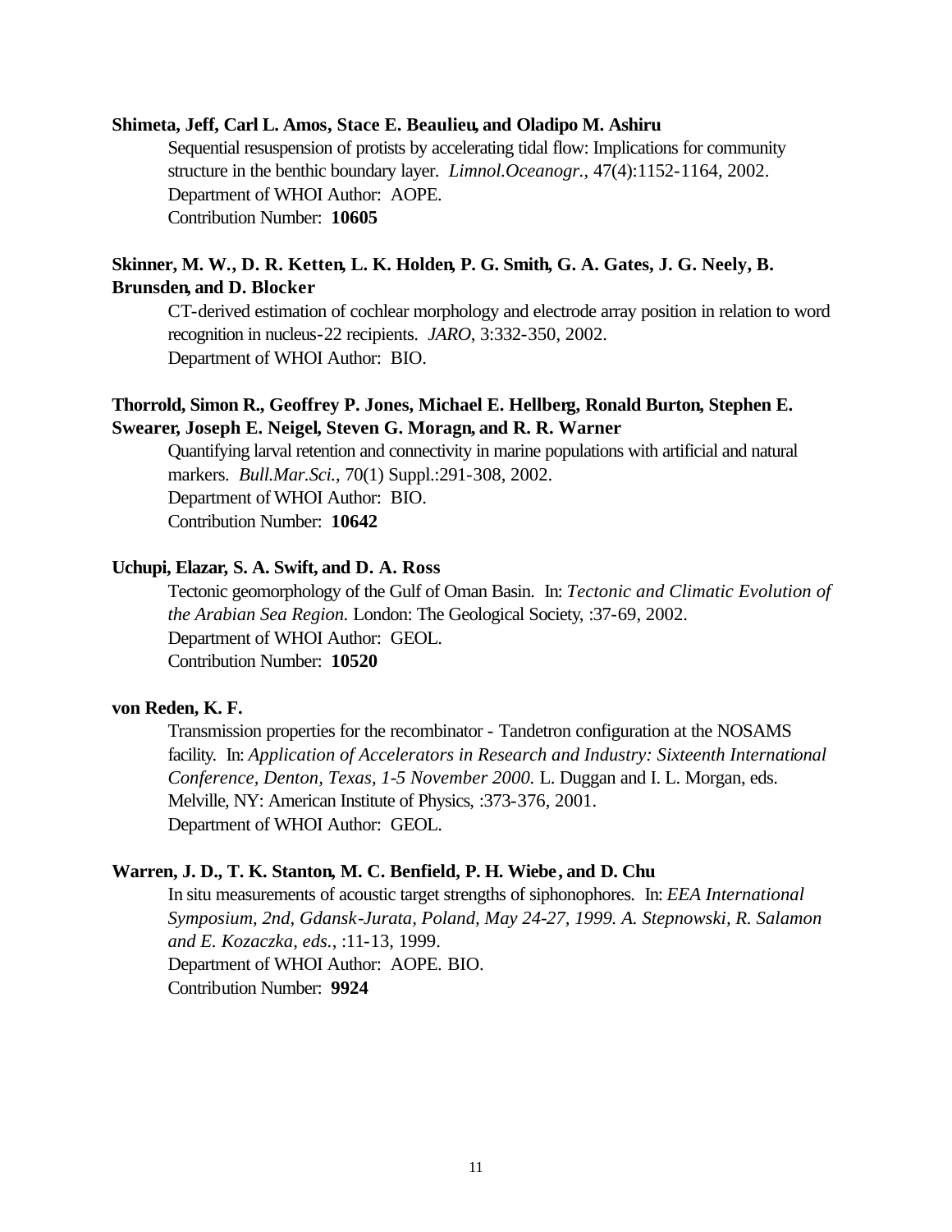**Shimeta, Jeff, Carl L. Amos, Stace E. Beaulieu, and Oladipo M. Ashiru**

Sequential resuspension of protists by accelerating tidal flow: Implications for community structure in the benthic boundary layer. *Limnol.Oceanogr.*, 47(4):1152-1164, 2002.
Department of WHOI Author: AOPE.
Contribution Number: **10605**

**Skinner, M. W., D. R. Ketten, L. K. Holden, P. G. Smith, G. A. Gates, J. G. Neely, B. Brunsden, and D. Blocker**

CT-derived estimation of cochlear morphology and electrode array position in relation to word recognition in nucleus-22 recipients. *JARO*, 3:332-350, 2002.
Department of WHOI Author: BIO.

**Thorrold, Simon R., Geoffrey P. Jones, Michael E. Hellberg, Ronald Burton, Stephen E. Swearer, Joseph E. Neigel, Steven G. Moragn, and R. R. Warner**

Quantifying larval retention and connectivity in marine populations with artificial and natural markers. *Bull.Mar.Sci.*, 70(1) Suppl.:291-308, 2002.
Department of WHOI Author: BIO.
Contribution Number: **10642**

**Uchupi, Elazar, S. A. Swift, and D. A. Ross**

Tectonic geomorphology of the Gulf of Oman Basin. In: *Tectonic and Climatic Evolution of the Arabian Sea Region.* London: The Geological Society, :37-69, 2002.
Department of WHOI Author: GEOL.
Contribution Number: **10520**

**von Reden, K. F.**

Transmission properties for the recombinator - Tandetron configuration at the NOSAMS facility. In: *Application of Accelerators in Research and Industry: Sixteenth International Conference, Denton, Texas, 1-5 November 2000.* L. Duggan and I. L. Morgan, eds. Melville, NY: American Institute of Physics, :373-376, 2001.
Department of WHOI Author: GEOL.

**Warren, J. D., T. K. Stanton, M. C. Benfield, P. H. Wiebe, and D. Chu**

In situ measurements of acoustic target strengths of siphonophores. In: *EEA International Symposium, 2nd, Gdansk-Jurata, Poland, May 24-27, 1999. A. Stepnowski, R. Salamon and E. Kozaczka, eds.*, :11-13, 1999.
Department of WHOI Author: AOPE. BIO.
Contribution Number: **9924**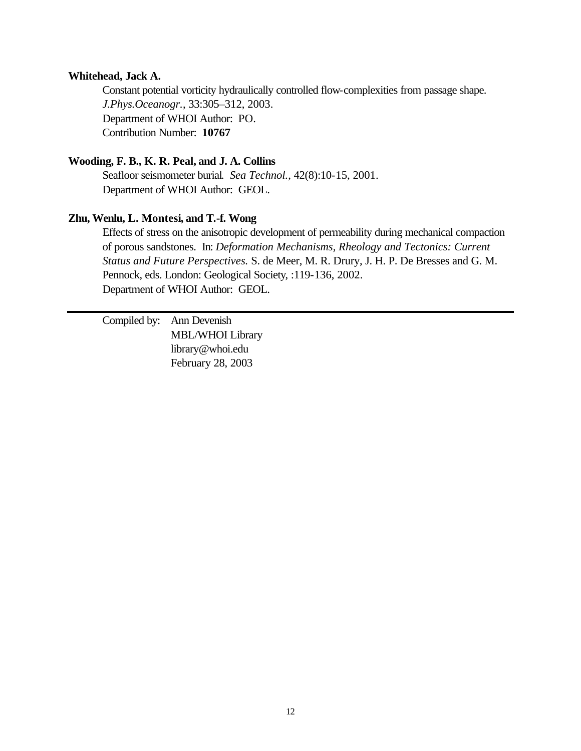**Whitehead, Jack A.**

Constant potential vorticity hydraulically controlled flow-complexities from passage shape. *J.Phys.Oceanogr.*, 33:305–312, 2003.
Department of WHOI Author: PO.
Contribution Number: **10767**

**Wooding, F. B., K. R. Peal, and J. A. Collins**

Seafloor seismometer burial. *Sea Technol.*, 42(8):10-15, 2001.
Department of WHOI Author: GEOL.

**Zhu, Wenlu, L. Montesi, and T.-f. Wong**

Effects of stress on the anisotropic development of permeability during mechanical compaction of porous sandstones. In: *Deformation Mechanisms, Rheology and Tectonics: Current Status and Future Perspectives.* S. de Meer, M. R. Drury, J. H. P. De Bresses and G. M. Pennock, eds. London: Geological Society, :119-136, 2002.
Department of WHOI Author: GEOL.

---

Compiled by: Ann Devenish
MBL/WHOI Library
library@whoi.edu
February 28, 2003